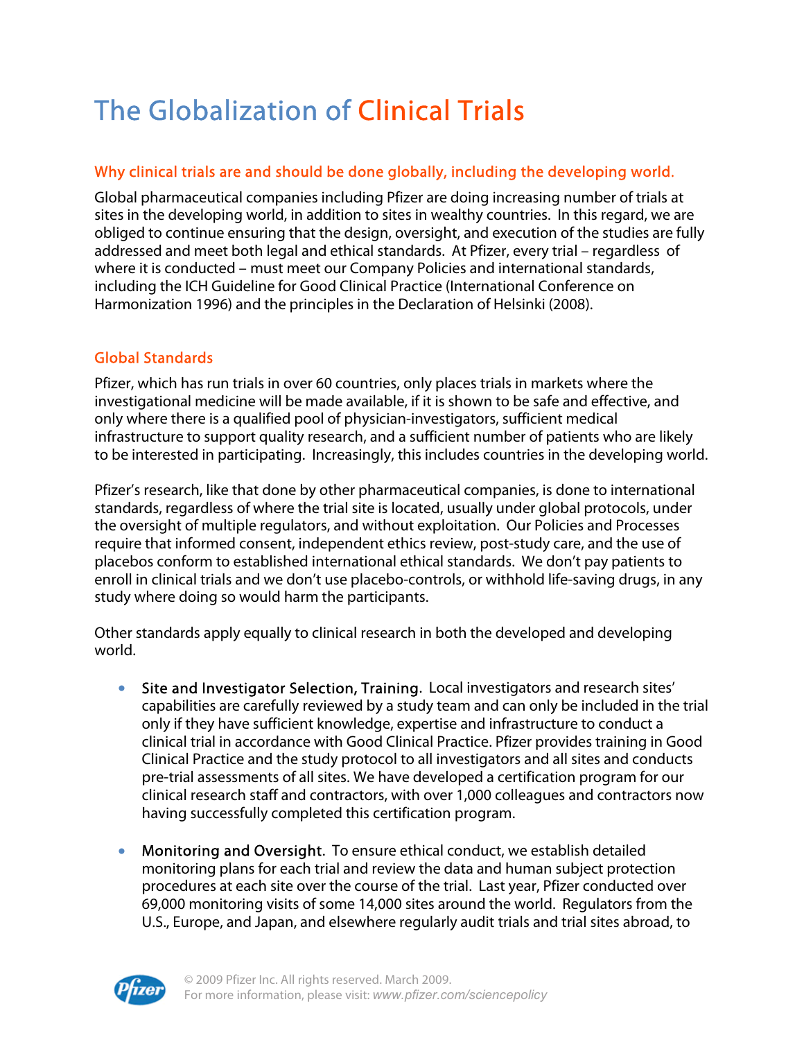# The Globalization of Clinical Trials

## Why clinical trials are and should be done globally, including the developing world.

Global pharmaceutical companies including Pfizer are doing increasing number of trials at sites in the developing world, in addition to sites in wealthy countries. In this regard, we are obliged to continue ensuring that the design, oversight, and execution of the studies are fully addressed and meet both legal and ethical standards. At Pfizer, every trial – regardless of where it is conducted – must meet our Company Policies and international standards, including the ICH Guideline for Good Clinical Practice (International Conference on Harmonization 1996) and the principles in the Declaration of Helsinki (2008).

## Global Standards

Pfizer, which has run trials in over 60 countries, only places trials in markets where the investigational medicine will be made available, if it is shown to be safe and effective, and only where there is a qualified pool of physician-investigators, sufficient medical infrastructure to support quality research, and a sufficient number of patients who are likely to be interested in participating. Increasingly, this includes countries in the developing world.

Pfizer's research, like that done by other pharmaceutical companies, is done to international standards, regardless of where the trial site is located, usually under global protocols, under the oversight of multiple regulators, and without exploitation. Our Policies and Processes require that informed consent, independent ethics review, post-study care, and the use of placebos conform to established international ethical standards. We don't pay patients to enroll in clinical trials and we don't use placebo-controls, or withhold life-saving drugs, in any study where doing so would harm the participants.

Other standards apply equally to clinical research in both the developed and developing world.

- **Site and Investigator Selection, Training.** Local investigators and research sites' capabilities are carefully reviewed by a study team and can only be included in the trial only if they have sufficient knowledge, expertise and infrastructure to conduct a clinical trial in accordance with Good Clinical Practice. Pfizer provides training in Good Clinical Practice and the study protocol to all investigators and all sites and conducts pre-trial assessments of all sites. We have developed a certification program for our clinical research staff and contractors, with over 1,000 colleagues and contractors now having successfully completed this certification program.

- **Monitoring and Oversight.** To ensure ethical conduct, we establish detailed monitoring plans for each trial and review the data and human subject protection procedures at each site over the course of the trial. Last year, Pfizer conducted over 69,000 monitoring visits of some 14,000 sites around the world. Regulators from the U.S., Europe, and Japan, and elsewhere regularly audit trials and trial sites abroad, to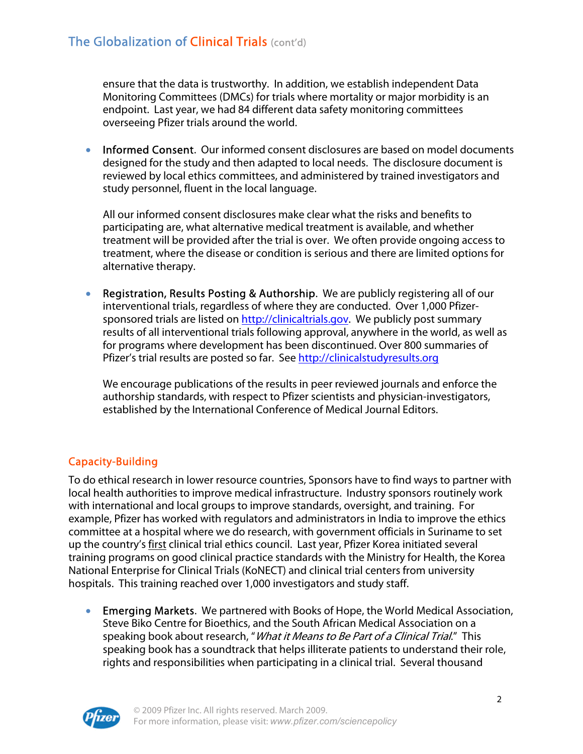ensure that the data is trustworthy. In addition, we establish independent Data Monitoring Committees (DMCs) for trials where mortality or major morbidity is an endpoint. Last year, we had 84 different data safety monitoring committees overseeing Pfizer trials around the world.

- **Informed Consent**. Our informed consent disclosures are based on model documents designed for the study and then adapted to local needs. The disclosure document is reviewed by local ethics committees, and administered by trained investigators and study personnel, fluent in the local language.

  All our informed consent disclosures make clear what the risks and benefits to participating are, what alternative medical treatment is available, and whether treatment will be provided after the trial is over. We often provide ongoing access to treatment, where the disease or condition is serious and there are limited options for alternative therapy.

- **Registration, Results Posting & Authorship**. We are publicly registering all of our interventional trials, regardless of where they are conducted. Over 1,000 Pfizer-sponsored trials are listed on http://clinicaltrials.gov. We publicly post summary results of all interventional trials following approval, anywhere in the world, as well as for programs where development has been discontinued. Over 800 summaries of Pfizer's trial results are posted so far. See http://clinicalstudyresults.org

  We encourage publications of the results in peer reviewed journals and enforce the authorship standards, with respect to Pfizer scientists and physician-investigators, established by the International Conference of Medical Journal Editors.

## Capacity-Building

To do ethical research in lower resource countries, Sponsors have to find ways to partner with local health authorities to improve medical infrastructure. Industry sponsors routinely work with international and local groups to improve standards, oversight, and training. For example, Pfizer has worked with regulators and administrators in India to improve the ethics committee at a hospital where we do research, with government officials in Suriname to set up the country's first clinical trial ethics council. Last year, Pfizer Korea initiated several training programs on good clinical practice standards with the Ministry for Health, the Korea National Enterprise for Clinical Trials (KoNECT) and clinical trial centers from university hospitals. This training reached over 1,000 investigators and study staff.

- **Emerging Markets**. We partnered with Books of Hope, the World Medical Association, Steve Biko Centre for Bioethics, and the South African Medical Association on a speaking book about research, "*What it Means to Be Part of a Clinical Trial*." This speaking book has a soundtrack that helps illiterate patients to understand their role, rights and responsibilities when participating in a clinical trial. Several thousand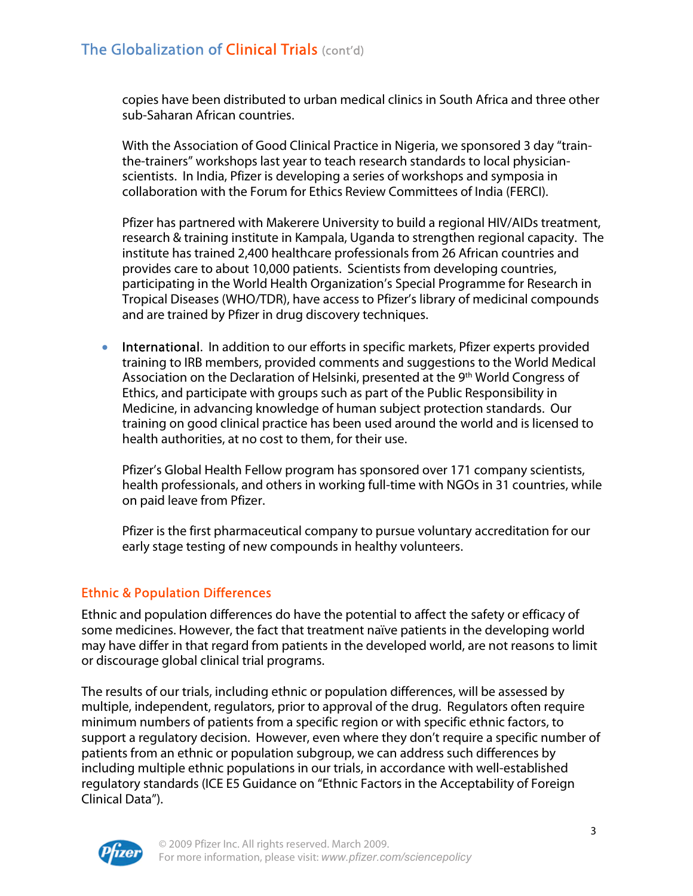copies have been distributed to urban medical clinics in South Africa and three other sub-Saharan African countries.

With the Association of Good Clinical Practice in Nigeria, we sponsored 3 day "train-the-trainers" workshops last year to teach research standards to local physician-scientists. In India, Pfizer is developing a series of workshops and symposia in collaboration with the Forum for Ethics Review Committees of India (FERCI).

Pfizer has partnered with Makerere University to build a regional HIV/AIDs treatment, research & training institute in Kampala, Uganda to strengthen regional capacity. The institute has trained 2,400 healthcare professionals from 26 African countries and provides care to about 10,000 patients. Scientists from developing countries, participating in the World Health Organization's Special Programme for Research in Tropical Diseases (WHO/TDR), have access to Pfizer's library of medicinal compounds and are trained by Pfizer in drug discovery techniques.

- International. In addition to our efforts in specific markets, Pfizer experts provided training to IRB members, provided comments and suggestions to the World Medical Association on the Declaration of Helsinki, presented at the 9th World Congress of Ethics, and participate with groups such as part of the Public Responsibility in Medicine, in advancing knowledge of human subject protection standards. Our training on good clinical practice has been used around the world and is licensed to health authorities, at no cost to them, for their use.

  Pfizer's Global Health Fellow program has sponsored over 171 company scientists, health professionals, and others in working full-time with NGOs in 31 countries, while on paid leave from Pfizer.

  Pfizer is the first pharmaceutical company to pursue voluntary accreditation for our early stage testing of new compounds in healthy volunteers.

## Ethnic & Population Differences

Ethnic and population differences do have the potential to affect the safety or efficacy of some medicines. However, the fact that treatment naïve patients in the developing world may have differ in that regard from patients in the developed world, are not reasons to limit or discourage global clinical trial programs.

The results of our trials, including ethnic or population differences, will be assessed by multiple, independent, regulators, prior to approval of the drug. Regulators often require minimum numbers of patients from a specific region or with specific ethnic factors, to support a regulatory decision. However, even where they don't require a specific number of patients from an ethnic or population subgroup, we can address such differences by including multiple ethnic populations in our trials, in accordance with well-established regulatory standards (ICE E5 Guidance on "Ethnic Factors in the Acceptability of Foreign Clinical Data").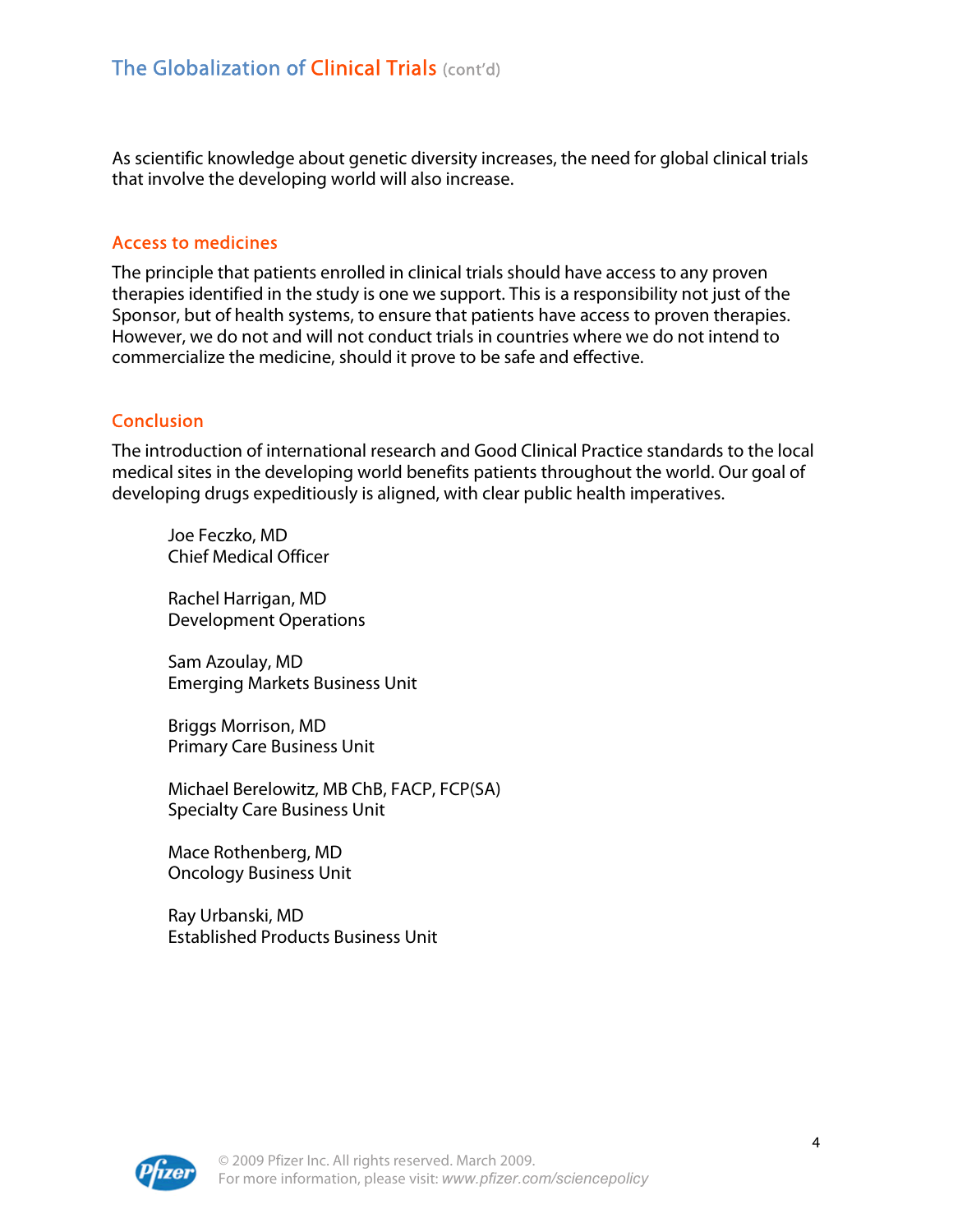As scientific knowledge about genetic diversity increases, the need for global clinical trials that involve the developing world will also increase.

## Access to medicines

The principle that patients enrolled in clinical trials should have access to any proven therapies identified in the study is one we support. This is a responsibility not just of the Sponsor, but of health systems, to ensure that patients have access to proven therapies. However, we do not and will not conduct trials in countries where we do not intend to commercialize the medicine, should it prove to be safe and effective.

## Conclusion

The introduction of international research and Good Clinical Practice standards to the local medical sites in the developing world benefits patients throughout the world. Our goal of developing drugs expeditiously is aligned, with clear public health imperatives.

Joe Feczko, MD
Chief Medical Officer

Rachel Harrigan, MD
Development Operations

Sam Azoulay, MD
Emerging Markets Business Unit

Briggs Morrison, MD
Primary Care Business Unit

Michael Berelowitz, MB ChB, FACP, FCP(SA)
Specialty Care Business Unit

Mace Rothenberg, MD
Oncology Business Unit

Ray Urbanski, MD
Established Products Business Unit

© 2009 Pfizer Inc. All rights reserved. March 2009.
For more information, please visit: *www.pfizer.com/sciencepolicy*